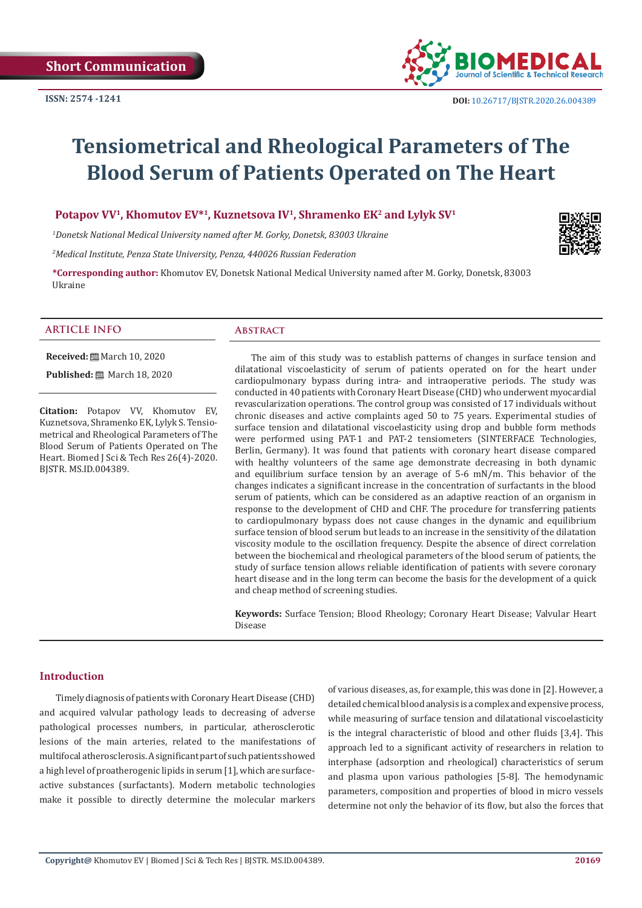Short Communication

ISSN: 2574 -1241

DOI: 10.26717/BJSTR.2020.26.004389

# Tensiometrical and Rheological Parameters of The Blood Serum of Patients Operated on The Heart

**Potapov VV[1], Khomutov EV*[1], Kuznetsova IV[1], Shramenko EK[2] and Lylyk SV[1]**

[1]*Donetsk National Medical University named after M. Gorky, Donetsk, 83003 Ukraine*

[2]*Medical Institute, Penza State University, Penza, 440026 Russian Federation*

**\*Corresponding author:** Khomutov EV, Donetsk National Medical University named after M. Gorky, Donetsk, 83003 Ukraine

## ARTICLE INFO

**Received:** March 10, 2020

**Published:** March 18, 2020

**Citation:** Potapov VV, Khomutov EV, Kuznetsova, Shramenko EK, Lylyk S. Tensiometrical and Rheological Parameters of The Blood Serum of Patients Operated on The Heart. Biomed J Sci & Tech Res 26(4)-2020. BJSTR. MS.ID.004389.

## Abstract

The aim of this study was to establish patterns of changes in surface tension and dilatational viscoelasticity of serum of patients operated on for the heart under cardiopulmonary bypass during intra- and intraoperative periods. The study was conducted in 40 patients with Coronary Heart Disease (CHD) who underwent myocardial revascularization operations. The control group was consisted of 17 individuals without chronic diseases and active complaints aged 50 to 75 years. Experimental studies of surface tension and dilatational viscoelasticity using drop and bubble form methods were performed using PAT-1 and PAT-2 tensiometers (SINTERFACE Technologies, Berlin, Germany). It was found that patients with coronary heart disease compared with healthy volunteers of the same age demonstrate decreasing in both dynamic and equilibrium surface tension by an average of 5-6 mN/m. This behavior of the changes indicates a significant increase in the concentration of surfactants in the blood serum of patients, which can be considered as an adaptive reaction of an organism in response to the development of CHD and CHF. The procedure for transferring patients to cardiopulmonary bypass does not cause changes in the dynamic and equilibrium surface tension of blood serum but leads to an increase in the sensitivity of the dilatation viscosity module to the oscillation frequency. Despite the absence of direct correlation between the biochemical and rheological parameters of the blood serum of patients, the study of surface tension allows reliable identification of patients with severe coronary heart disease and in the long term can become the basis for the development of a quick and cheap method of screening studies.

**Keywords:** Surface Tension; Blood Rheology; Coronary Heart Disease; Valvular Heart Disease

## Introduction

Timely diagnosis of patients with Coronary Heart Disease (CHD) and acquired valvular pathology leads to decreasing of adverse pathological processes numbers, in particular, atherosclerotic lesions of the main arteries, related to the manifestations of multifocal atherosclerosis. A significant part of such patients showed a high level of proatherogenic lipids in serum [1], which are surface-active substances (surfactants). Modern metabolic technologies make it possible to directly determine the molecular markers of various diseases, as, for example, this was done in [2]. However, a detailed chemical blood analysis is a complex and expensive process, while measuring of surface tension and dilatational viscoelasticity is the integral characteristic of blood and other fluids [3,4]. This approach led to a significant activity of researchers in relation to interphase (adsorption and rheological) characteristics of serum and plasma upon various pathologies [5-8]. The hemodynamic parameters, composition and properties of blood in micro vessels determine not only the behavior of its flow, but also the forces that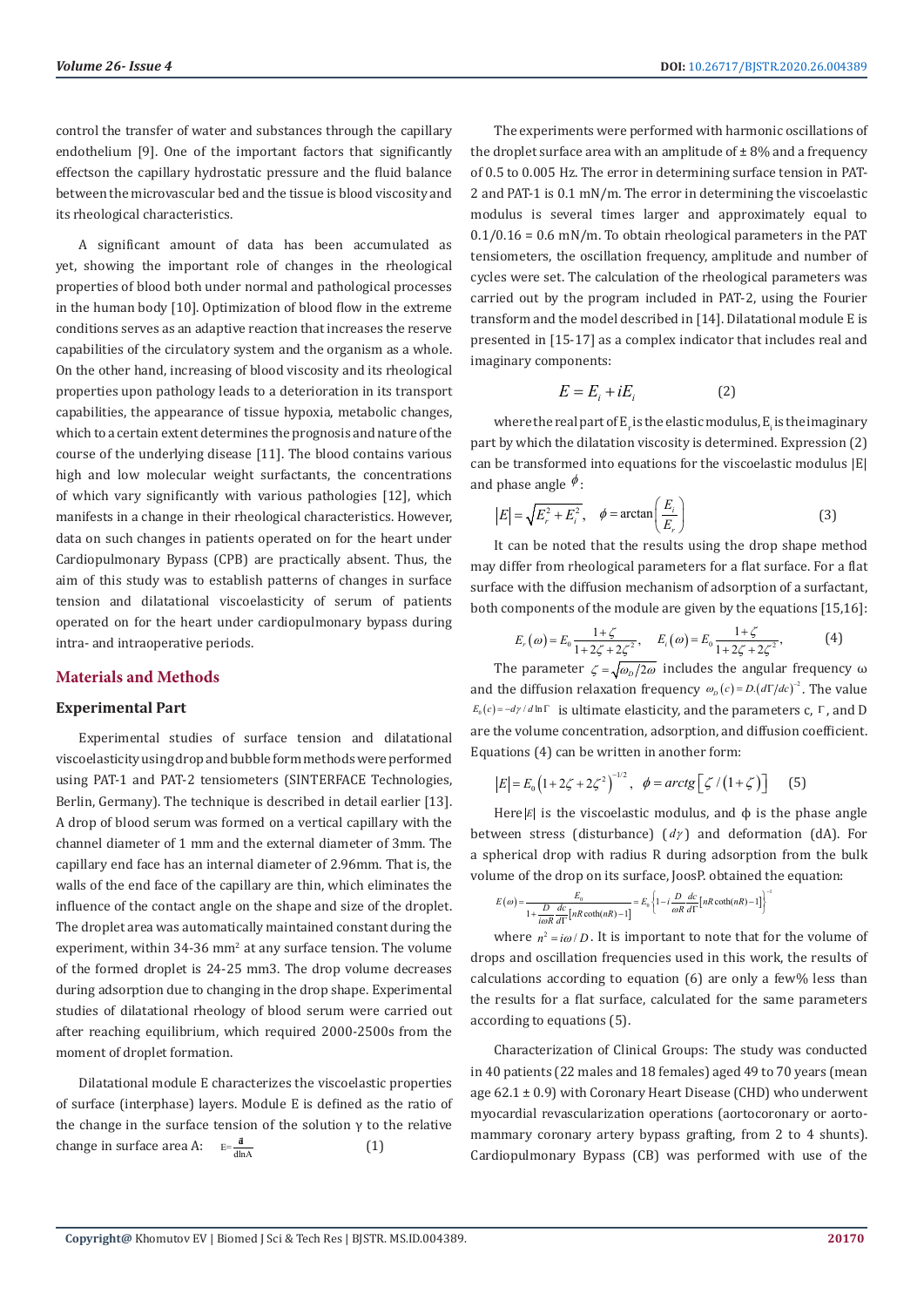control the transfer of water and substances through the capillary endothelium [9]. One of the important factors that significantly effectson the capillary hydrostatic pressure and the fluid balance between the microvascular bed and the tissue is blood viscosity and its rheological characteristics.

A significant amount of data has been accumulated as yet, showing the important role of changes in the rheological properties of blood both under normal and pathological processes in the human body [10]. Optimization of blood flow in the extreme conditions serves as an adaptive reaction that increases the reserve capabilities of the circulatory system and the organism as a whole. On the other hand, increasing of blood viscosity and its rheological properties upon pathology leads to a deterioration in its transport capabilities, the appearance of tissue hypoxia, metabolic changes, which to a certain extent determines the prognosis and nature of the course of the underlying disease [11]. The blood contains various high and low molecular weight surfactants, the concentrations of which vary significantly with various pathologies [12], which manifests in a change in their rheological characteristics. However, data on such changes in patients operated on for the heart under Cardiopulmonary Bypass (CPB) are practically absent. Thus, the aim of this study was to establish patterns of changes in surface tension and dilatational viscoelasticity of serum of patients operated on for the heart under cardiopulmonary bypass during intra- and intraoperative periods.

## Materials and Methods

### Experimental Part

Experimental studies of surface tension and dilatational viscoelasticity using drop and bubble form methods were performed using PAT-1 and PAT-2 tensiometers (SINTERFACE Technologies, Berlin, Germany). The technique is described in detail earlier [13]. A drop of blood serum was formed on a vertical capillary with the channel diameter of 1 mm and the external diameter of 3mm. The capillary end face has an internal diameter of 2.96mm. That is, the walls of the end face of the capillary are thin, which eliminates the influence of the contact angle on the shape and size of the droplet. The droplet area was automatically maintained constant during the experiment, within 34-36 mm$^2$ at any surface tension. The volume of the formed droplet is 24-25 mm3. The drop volume decreases during adsorption due to changing in the drop shape. Experimental studies of dilatational rheology of blood serum were carried out after reaching equilibrium, which required 2000-2500s from the moment of droplet formation.

Dilatational module E characterizes the viscoelastic properties of surface (interphase) layers. Module E is defined as the ratio of the change in the surface tension of the solution γ to the relative change in surface area A:

$$E = \frac{d\gamma}{d\ln A} \qquad (1)$$

The experiments were performed with harmonic oscillations of the droplet surface area with an amplitude of ± 8% and a frequency of 0.5 to 0.005 Hz. The error in determining surface tension in PAT-2 and PAT-1 is 0.1 mN/m. The error in determining the viscoelastic modulus is several times larger and approximately equal to 0.1/0.16 = 0.6 mN/m. To obtain rheological parameters in the PAT tensiometers, the oscillation frequency, amplitude and number of cycles were set. The calculation of the rheological parameters was carried out by the program included in PAT-2, using the Fourier transform and the model described in [14]. Dilatational module E is presented in [15-17] as a complex indicator that includes real and imaginary components:

$$E = E_i + iE_i \qquad (2)$$

where the real part of $E_r$ is the elastic modulus, $E_i$ is the imaginary part by which the dilatation viscosity is determined. Expression (2) can be transformed into equations for the viscoelastic modulus |E| and phase angle $\phi$:

$$|E| = \sqrt{E_r^2 + E_i^2}, \quad \phi = \arctan\left(\frac{E_i}{E_r}\right) \qquad (3)$$

It can be noted that the results using the drop shape method may differ from rheological parameters for a flat surface. For a flat surface with the diffusion mechanism of adsorption of a surfactant, both components of the module are given by the equations [15,16]:

$$E_r(\omega) = E_0 \frac{1+\zeta}{1+2\zeta+2\zeta^2}, \quad E_i(\omega) = E_0 \frac{1+\zeta}{1+2\zeta+2\zeta^2}, \qquad (4)$$

The parameter $\zeta = \sqrt{\omega_D/2\omega}$ includes the angular frequency ω and the diffusion relaxation frequency $\omega_D(c) = D.(d\Gamma/dc)^{-2}$. The value $E_0(c) = -d\gamma/d\ln\Gamma$ is ultimate elasticity, and the parameters c, Γ, and D are the volume concentration, adsorption, and diffusion coefficient. Equations (4) can be written in another form:

$$|E| = E_0\left(1+2\zeta+2\zeta^2\right)^{-1/2}, \quad \phi = arctg\left[\zeta/(1+\zeta)\right] \qquad (5)$$

Here $|E|$ is the viscoelastic modulus, and ϕ is the phase angle between stress (disturbance) ($d\gamma$) and deformation (dA). For a spherical drop with radius R during adsorption from the bulk volume of the drop on its surface, JoosP. obtained the equation:

$$E(\omega) = \frac{E_0}{1+\frac{D}{i\omega R}\frac{dc}{d\Gamma}\left[nR\coth(nR)-1\right]} = E_0\left\{1-i\frac{D}{\omega R}\frac{dc}{d\Gamma}\left[nR\coth(nR)-1\right]\right\}^{-1}$$

where $n^2 = i\omega/D$. It is important to note that for the volume of drops and oscillation frequencies used in this work, the results of calculations according to equation (6) are only a few% less than the results for a flat surface, calculated for the same parameters according to equations (5).

Characterization of Clinical Groups: The study was conducted in 40 patients (22 males and 18 females) aged 49 to 70 years (mean age 62.1 ± 0.9) with Coronary Heart Disease (CHD) who underwent myocardial revascularization operations (aortocoronary or aorto-mammary coronary artery bypass grafting, from 2 to 4 shunts). Cardiopulmonary Bypass (CB) was performed with use of the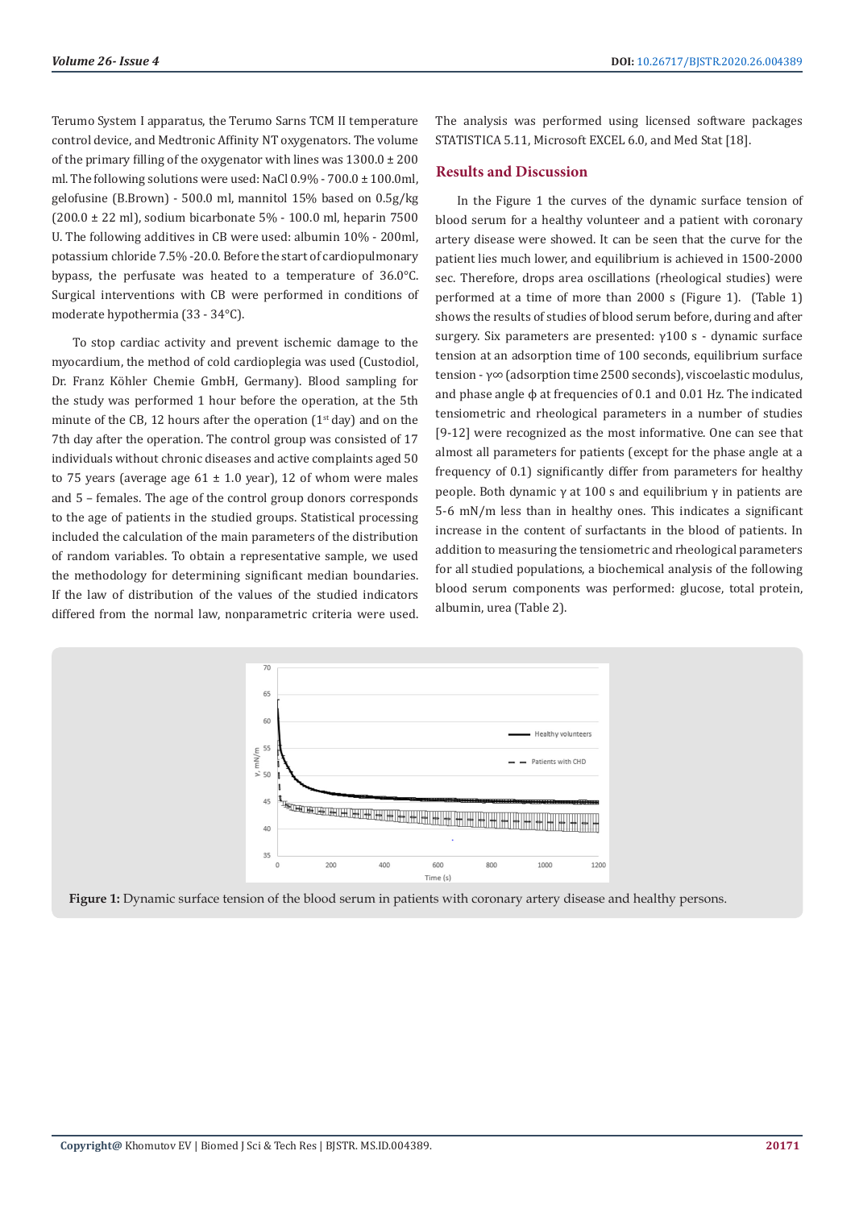Terumo System I apparatus, the Terumo Sarns TCM II temperature control device, and Medtronic Affinity NT oxygenators. The volume of the primary filling of the oxygenator with lines was 1300.0 ± 200 ml. The following solutions were used: NaCl 0.9% - 700.0 ± 100.0ml, gelofusine (B.Brown) - 500.0 ml, mannitol 15% based on 0.5g/kg (200.0 ± 22 ml), sodium bicarbonate 5% - 100.0 ml, heparin 7500 U. The following additives in CB were used: albumin 10% - 200ml, potassium chloride 7.5% -20.0. Before the start of cardiopulmonary bypass, the perfusate was heated to a temperature of 36.0°C. Surgical interventions with CB were performed in conditions of moderate hypothermia (33 - 34°C).

To stop cardiac activity and prevent ischemic damage to the myocardium, the method of cold cardioplegia was used (Custodiol, Dr. Franz Köhler Chemie GmbH, Germany). Blood sampling for the study was performed 1 hour before the operation, at the 5th minute of the CB, 12 hours after the operation (1st day) and on the 7th day after the operation. The control group was consisted of 17 individuals without chronic diseases and active complaints aged 50 to 75 years (average age 61 ± 1.0 year), 12 of whom were males and 5 – females. The age of the control group donors corresponds to the age of patients in the studied groups. Statistical processing included the calculation of the main parameters of the distribution of random variables. To obtain a representative sample, we used the methodology for determining significant median boundaries. If the law of distribution of the values of the studied indicators differed from the normal law, nonparametric criteria were used. The analysis was performed using licensed software packages STATISTICA 5.11, Microsoft EXCEL 6.0, and Med Stat [18].

## Results and Discussion

In the Figure 1 the curves of the dynamic surface tension of blood serum for a healthy volunteer and a patient with coronary artery disease were showed. It can be seen that the curve for the patient lies much lower, and equilibrium is achieved in 1500-2000 sec. Therefore, drops area oscillations (rheological studies) were performed at a time of more than 2000 s (Figure 1). (Table 1) shows the results of studies of blood serum before, during and after surgery. Six parameters are presented: $\gamma_{100}$ s - dynamic surface tension at an adsorption time of 100 seconds, equilibrium surface tension - $\gamma_\infty$ (adsorption time 2500 seconds), viscoelastic modulus, and phase angle $\phi$ at frequencies of 0.1 and 0.01 Hz. The indicated tensiometric and rheological parameters in a number of studies [9-12] were recognized as the most informative. One can see that almost all parameters for patients (except for the phase angle at a frequency of 0.1) significantly differ from parameters for healthy people. Both dynamic $\gamma$ at 100 s and equilibrium $\gamma$ in patients are 5-6 mN/m less than in healthy ones. This indicates a significant increase in the content of surfactants in the blood of patients. In addition to measuring the tensiometric and rheological parameters for all studied populations, a biochemical analysis of the following blood serum components was performed: glucose, total protein, albumin, urea (Table 2).

**Figure 1:** Dynamic surface tension of the blood serum in patients with coronary artery disease and healthy persons.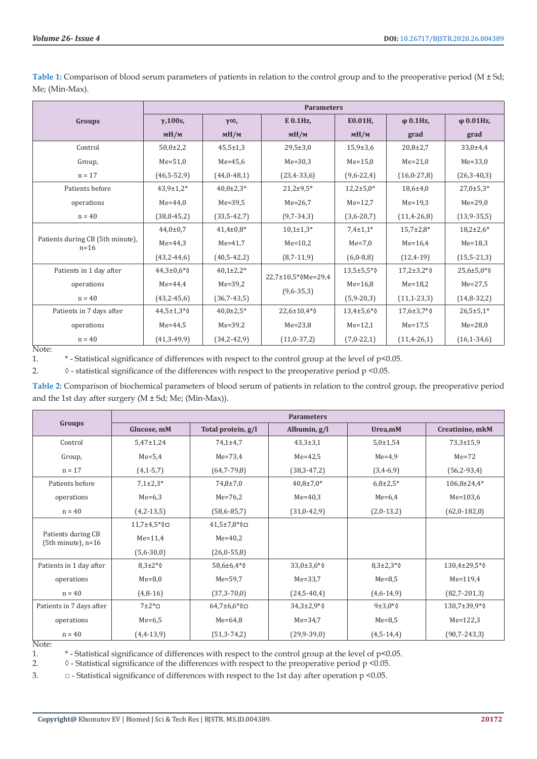**Table 1:** Comparison of blood serum parameters of patients in relation to the control group and to the preoperative period (M ± Sd; Me; (Min-Max).

| Groups | Parameters | | | | | |
|---|---|---|---|---|---|---|
| | γ,100s, мН/м | γ∞, мН/м | E 0.1Hz, мН/м | E0.01H, мН/м | φ 0.1Hz, grad | φ 0.01Hz, grad |
| Control Group, n = 17 | 50,0±2,2 Me=51,0 (46,5-52,9) | 45,5±1,3 Me=45,6 (44,0-48,1) | 29,5±3,0 Me=30,3 (23,4-33,6) | 15,9±3,6 Me=15,0 (9,6-22,4) | 20,8±2,7 Me=21,0 (16,0-27,8) | 33,0±4,4 Me=33,0 (26,3-40,3) |
| Patients before operations n = 40 | 43,9±1,2* Me=44,0 (38,0-45,2) | 40,0±2,3* Me=39,5 (33,5-42,7) | 21,2±9,5* Me=26,7 (9,7-34,3) | 12,2±5,0* Me=12,7 (3,6-20,7) | 18,6±4,0 Me=19,3 (11,4-26,8) | 27,0±5,3* Me=29,0 (13,9-35,5) |
| Patients during CB (5th minute), n=16 | 44,0±0,7 Me=44,3 (43,2-44,6) | 41,4±0,8* Me=41,7 (40,5-42,2) | 10,1±1,3* Me=10,2 (8,7-11,9) | 7,4±1,1* Me=7,0 (6,0-8,8) | 15,7±2,8* Me=16,4 (12,4-19) | 18,2±2,6* Me=18,3 (15,5-21,3) |
| Patients in 1 day after operations n = 40 | 44,3±0,6*◊ Me=44,4 (43,2-45,6) | 40,1±2,2* Me=39,2 (36,7-43,5) | 22,7±10,5*◊Me=29,4 (9,6-35,3) | 13,5±5,5*◊ Me=16,8 (5,9-20,3) | 17,2±3,2*◊ Me=18,2 (11,1-23,3) | 25,6±5,0*◊ Me=27,5 (14,8-32,2) |
| Patients in 7 days after operations n = 40 | 44,5±1,3*◊ Me=44,5 (41,3-49,9) | 40,0±2,5* Me=39,2 (34,2-42,9) | 22,6±10,4*◊ Me=23,8 (11,0-37,2) | 13,4±5,6*◊ Me=12,1 (7,0-22,1) | 17,6±3,7*◊ Me=17,5 (11,4-26,1) | 26,5±5,1* Me=28,0 (16,1-34,6) |

Note:

1. * - Statistical significance of differences with respect to the control group at the level of $p<0.05$.
2. ◊ - statistical significance of the differences with respect to the preoperative period $p<0.05$.

**Table 2:** Comparison of biochemical parameters of blood serum of patients in relation to the control group, the preoperative period and the 1st day after surgery (M ± Sd; Me; (Min-Max)).

| Groups | Parameters | | | | |
|---|---|---|---|---|---|
| | Glucose, mM | Total protein, g/l | Albumin, g/l | Urea,mM | Creatinine, mkM |
| Control Group, n = 17 | 5,47±1,24 Me=5,4 (4,1-5,7) | 74,1±4,7 Me=73,4 (64,7-79,8) | 43,3±3,1 Me=42,5 (38,3-47,2) | 5,0±1,54 Me=4,9 (3,4-6,9) | 73,3±15,9 Me=72 (56,2-93,4) |
| Patients before operations n = 40 | 7,1±2,3* Me=6,3 (4,2-13,5) | 74,8±7,0 Me=76,2 (58,6-85,7) | 40,8±7,0* Me=40,3 (31,0-42,9) | 6,8±2,5* Me=6,4 (2,0-13,2) | 106,8±24,4* Me=103,6 (62,0-182,0) |
| Patients during CB (5th minute), n=16 | 11,7±4,5*◊□ Me=11,4 (5,6-30,0) | 41,5±7,8*◊□ Me=40,2 (26,0-55,8) | | | |
| Patients in 1 day after operations n = 40 | 8,3±2*◊ Me=8,0 (4,8-16) | 58,6±6,4*◊ Me=59,7 (37,3-70,0) | 33,0±3,6*◊ Me=33,7 (24,5-40,4) | 8,3±2,3*◊ Me=8,5 (4,6-14,9) | 130,4±29,5*◊ Me=119,4 (82,7-201,3) |
| Patients in 7 days after operations n = 40 | 7±2*□ Me=6,5 (4,4-13,9) | 64,7±6,6*◊□ Me=64,8 (51,3-74,2) | 34,3±2,9*◊ Me=34,7 (29,9-39,0) | 9±3,0*◊ Me=8,5 (4,5-14,4) | 130,7±39,9*◊ Me=122,3 (90,7-243,3) |

Note:

1. * - Statistical significance of differences with respect to the control group at the level of $p<0.05$.
2. ◊ - Statistical significance of the differences with respect to the preoperative period $p<0.05$.
3. □ - Statistical significance of differences with respect to the 1st day after operation $p<0.05$.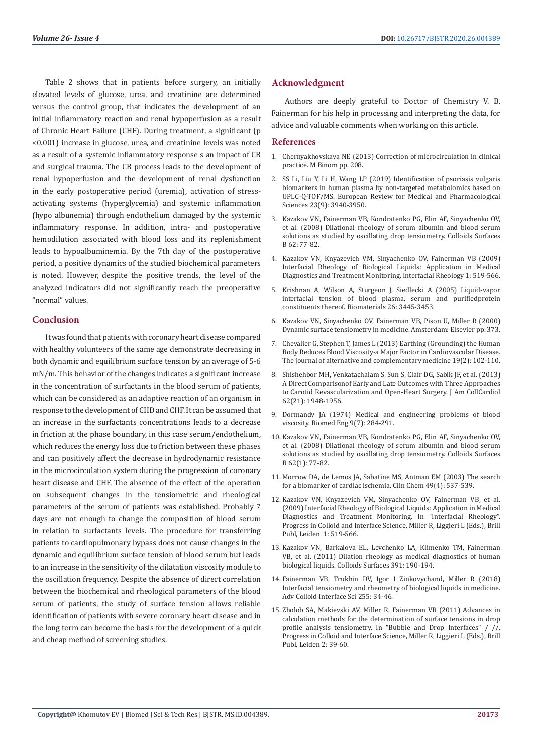Table 2 shows that in patients before surgery, an initially elevated levels of glucose, urea, and creatinine are determined versus the control group, that indicates the development of an initial inflammatory reaction and renal hypoperfusion as a result of Chronic Heart Failure (CHF). During treatment, a significant (p <0.001) increase in glucose, urea, and creatinine levels was noted as a result of a systemic inflammatory response s an impact of CB and surgical trauma. The CB process leads to the development of renal hypoperfusion and the development of renal dysfunction in the early postoperative period (uremia), activation of stress-activating systems (hyperglycemia) and systemic inflammation (hypo albunemia) through endothelium damaged by the systemic inflammatory response. In addition, intra- and postoperative hemodilution associated with blood loss and its replenishment leads to hypoalbuminemia. By the 7th day of the postoperative period, a positive dynamics of the studied biochemical parameters is noted. However, despite the positive trends, the level of the analyzed indicators did not significantly reach the preoperative "normal" values.

## Conclusion

It was found that patients with coronary heart disease compared with healthy volunteers of the same age demonstrate decreasing in both dynamic and equilibrium surface tension by an average of 5-6 mN/m. This behavior of the changes indicates a significant increase in the concentration of surfactants in the blood serum of patients, which can be considered as an adaptive reaction of an organism in response to the development of CHD and CHF. It can be assumed that an increase in the surfactants concentrations leads to a decrease in friction at the phase boundary, in this case serum/endothelium, which reduces the energy loss due to friction between these phases and can positively affect the decrease in hydrodynamic resistance in the microcirculation system during the progression of coronary heart disease and CHF. The absence of the effect of the operation on subsequent changes in the tensiometric and rheological parameters of the serum of patients was established. Probably 7 days are not enough to change the composition of blood serum in relation to surfactants levels. The procedure for transferring patients to cardiopulmonary bypass does not cause changes in the dynamic and equilibrium surface tension of blood serum but leads to an increase in the sensitivity of the dilatation viscosity module to the oscillation frequency. Despite the absence of direct correlation between the biochemical and rheological parameters of the blood serum of patients, the study of surface tension allows reliable identification of patients with severe coronary heart disease and in the long term can become the basis for the development of a quick and cheap method of screening studies.

## Acknowledgment

Authors are deeply grateful to Doctor of Chemistry V. B. Fainerman for his help in processing and interpreting the data, for advice and valuable comments when working on this article.

## References

1. Chernyakhovskaya NE (2013) Correction of microcirculation in clinical practice. M Binom pp. 208.
2. SS Li, Liu Y, Li H, Wang LP (2019) Identification of psoriasis vulgaris biomarkers in human plasma by non-targeted metabolomics based on UPLC-Q-TOF/MS. European Review for Medical and Pharmacological Sciences 23(9): 3940-3950.
3. Kazakov VN, Fainerman VB, Kondratenko PG, Elin AF, Sinyachenko OV, et al. (2008) Dilational rheology of serum albumin and blood serum solutions as studied by oscillating drop tensiometry. Colloids Surfaces B 62: 77-82.
4. Kazakov VN, Knyazevich VM, Sinyachenko OV, Fainerman VB (2009) Interfacial Rheology of Biological Liquids: Application in Medical Diagnostics and Treatment Monitoring. Interfacial Rheology 1: 519-566.
5. Krishnan A, Wilson A, Sturgeon J, Siedlecki A (2005) Liquid-vapor interfacial tension of blood plasma, serum and purifiedprotein constituents thereof. Biomaterials 26: 3445-3453.
6. Kazakov VN, Sinyachenko OV, Fainerman VB, Pison U, Miller R (2000) Dynamic surface tensiometry in medicine. Amsterdam: Elsevier pp. 373.
7. Chevalier G, Stephen T, James L (2013) Earthing (Grounding) the Human Body Reduces Blood Viscosity-a Major Factor in Cardiovascular Disease. The journal of alternative and complementary medicine 19(2): 102-110.
8. Shishehbor MH, Venkatachalam S, Sun S, Clair DG, Sabik JF, et al. (2013) A Direct Comparisonof Early and Late Outcomes with Three Approaches to Carotid Revascularization and Open-Heart Surgery. J Am CollCardiol 62(21): 1948-1956.
9. Dormandy JA (1974) Medical and engineering problems of blood viscosity. Biomed Eng 9(7): 284-291.
10. Kazakov VN, Fainerman VB, Kondratenko PG, Elin AF, Sinyachenko OV, et al. (2008) Dilational rheology of serum albumin and blood serum solutions as studied by oscillating drop tensiometry. Colloids Surfaces B 62(1): 77-82.
11. Morrow DA, de Lemos JA, Sabatine MS, Antman EM (2003) The search for a biomarker of cardiac ischemia. Clin Chem 49(4): 537-539.
12. Kazakov VN, Knyazevich VM, Sinyachenko OV, Fainerman VB, et al. (2009) Interfacial Rheology of Biological Liquids: Application in Medical Diagnostics and Treatment Monitoring. In "Interfacial Rheology". Progress in Colloid and Interface Science, Miller R, Liggieri L (Eds.), Brill Publ, Leiden 1: 519-566.
13. Kazakov VN, Barkalova EL, Levchenko LA, Klimenko TM, Fainerman VB, et al. (2011) Dilation rheology as medical diagnostics of human biological liquids. Colloids Surfaces 391: 190-194.
14. Fainerman VB, Trukhin DV, Igor I Zinkovychand, Miller R (2018) Interfacial tensiometry and rheometry of biological liquids in medicine. Adv Colloid Interface Sci 255: 34-46.
15. Zholob SA, Makievski AV, Miller R, Fainerman VB (2011) Advances in calculation methods for the determination of surface tensions in drop profile analysis tensiometry. In "Bubble and Drop Interfaces" / //, Progress in Colloid and Interface Science, Miller R, Liggieri L (Eds.), Brill Publ, Leiden 2: 39-60.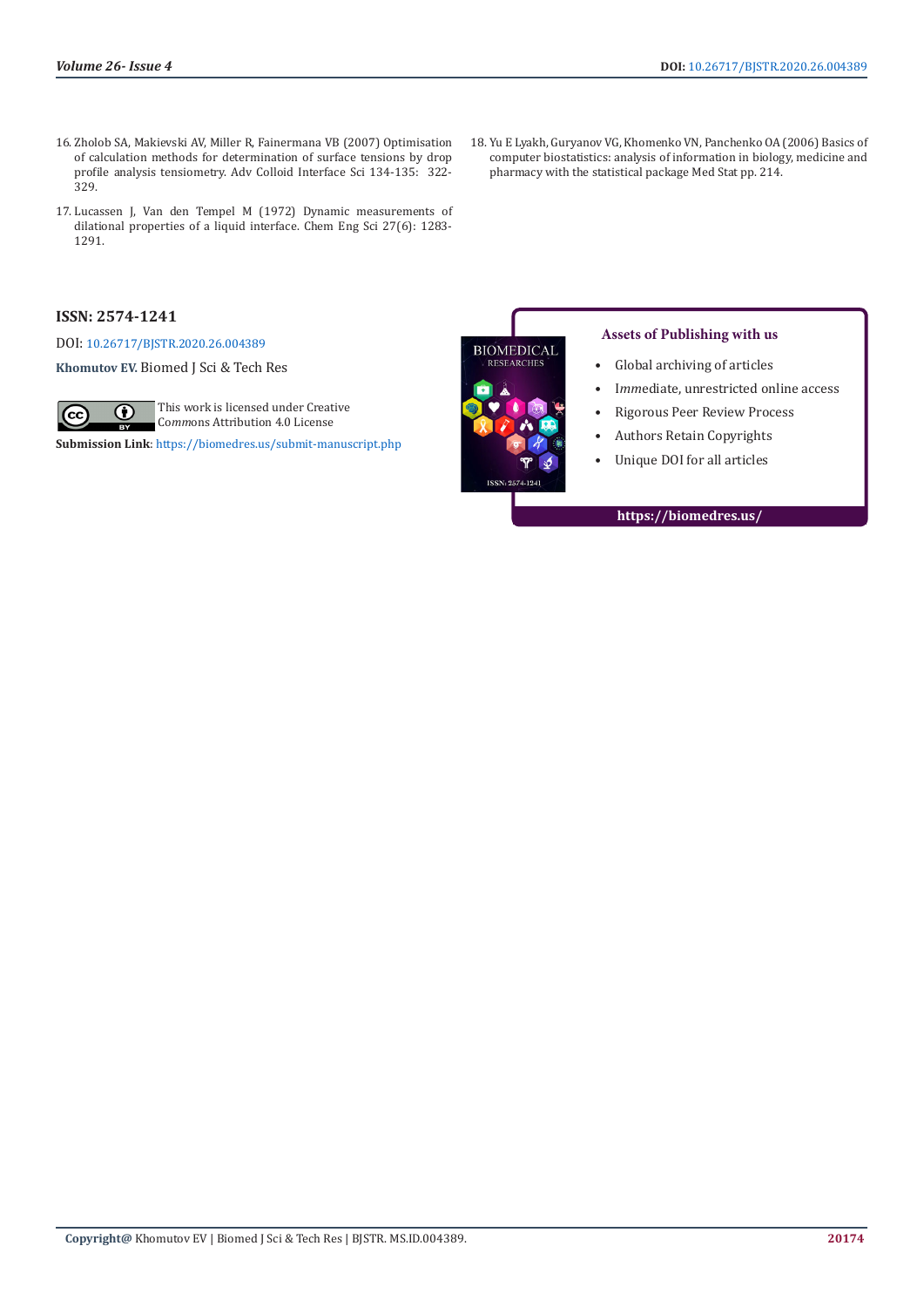16. Zholob SA, Makievski AV, Miller R, Fainermana VB (2007) Optimisation of calculation methods for determination of surface tensions by drop profile analysis tensiometry. Adv Colloid Interface Sci 134-135: 322-329.
17. Lucassen J, Van den Tempel M (1972) Dynamic measurements of dilational properties of a liquid interface. Chem Eng Sci 27(6): 1283-1291.
18. Yu E Lyakh, Guryanov VG, Khomenko VN, Panchenko OA (2006) Basics of computer biostatistics: analysis of information in biology, medicine and pharmacy with the statistical package Med Stat pp. 214.

**ISSN: 2574-1241**

DOI: 10.26717/BJSTR.2020.26.004389

**Khomutov EV.** Biomed J Sci & Tech Res

This work is licensed under Creative Commons Attribution 4.0 License

**Submission Link**: https://biomedres.us/submit-manuscript.php

**Assets of Publishing with us**

- Global archiving of articles
- Immediate, unrestricted online access
- Rigorous Peer Review Process
- Authors Retain Copyrights
- Unique DOI for all articles

**https://biomedres.us/**